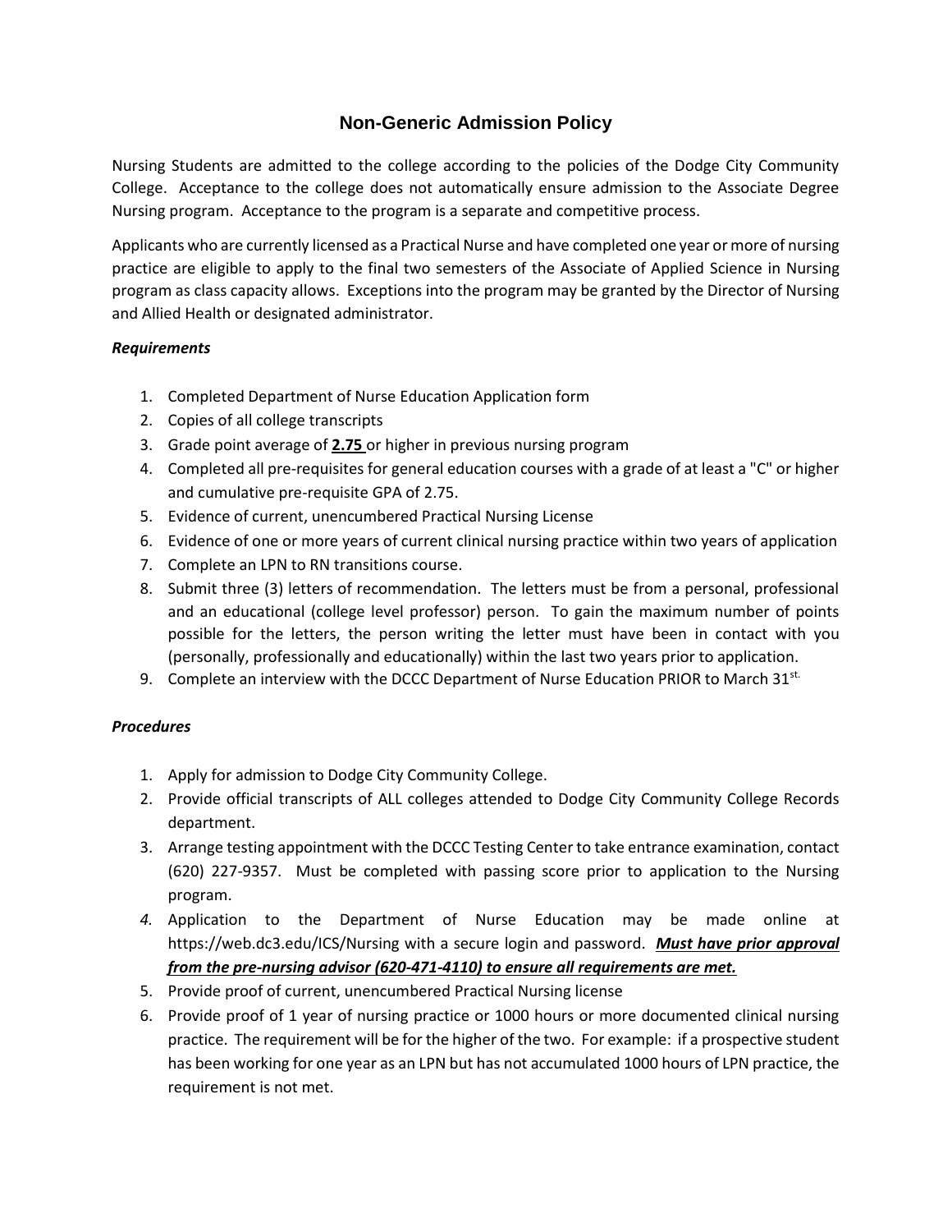# Non-Generic Admission Policy

Nursing Students are admitted to the college according to the policies of the Dodge City Community College. Acceptance to the college does not automatically ensure admission to the Associate Degree Nursing program. Acceptance to the program is a separate and competitive process.

Applicants who are currently licensed as a Practical Nurse and have completed one year or more of nursing practice are eligible to apply to the final two semesters of the Associate of Applied Science in Nursing program as class capacity allows. Exceptions into the program may be granted by the Director of Nursing and Allied Health or designated administrator.

***Requirements***

1. Completed Department of Nurse Education Application form
2. Copies of all college transcripts
3. Grade point average of **2.75** or higher in previous nursing program
4. Completed all pre-requisites for general education courses with a grade of at least a "C" or higher and cumulative pre-requisite GPA of 2.75.
5. Evidence of current, unencumbered Practical Nursing License
6. Evidence of one or more years of current clinical nursing practice within two years of application
7. Complete an LPN to RN transitions course.
8. Submit three (3) letters of recommendation. The letters must be from a personal, professional and an educational (college level professor) person. To gain the maximum number of points possible for the letters, the person writing the letter must have been in contact with you (personally, professionally and educationally) within the last two years prior to application.
9. Complete an interview with the DCCC Department of Nurse Education PRIOR to March 31st.

***Procedures***

1. Apply for admission to Dodge City Community College.
2. Provide official transcripts of ALL colleges attended to Dodge City Community College Records department.
3. Arrange testing appointment with the DCCC Testing Center to take entrance examination, contact (620) 227-9357. Must be completed with passing score prior to application to the Nursing program.
4. Application to the Department of Nurse Education may be made online at https://web.dc3.edu/ICS/Nursing with a secure login and password. ***Must have prior approval from the pre-nursing advisor (620-471-4110) to ensure all requirements are met.***
5. Provide proof of current, unencumbered Practical Nursing license
6. Provide proof of 1 year of nursing practice or 1000 hours or more documented clinical nursing practice. The requirement will be for the higher of the two. For example: if a prospective student has been working for one year as an LPN but has not accumulated 1000 hours of LPN practice, the requirement is not met.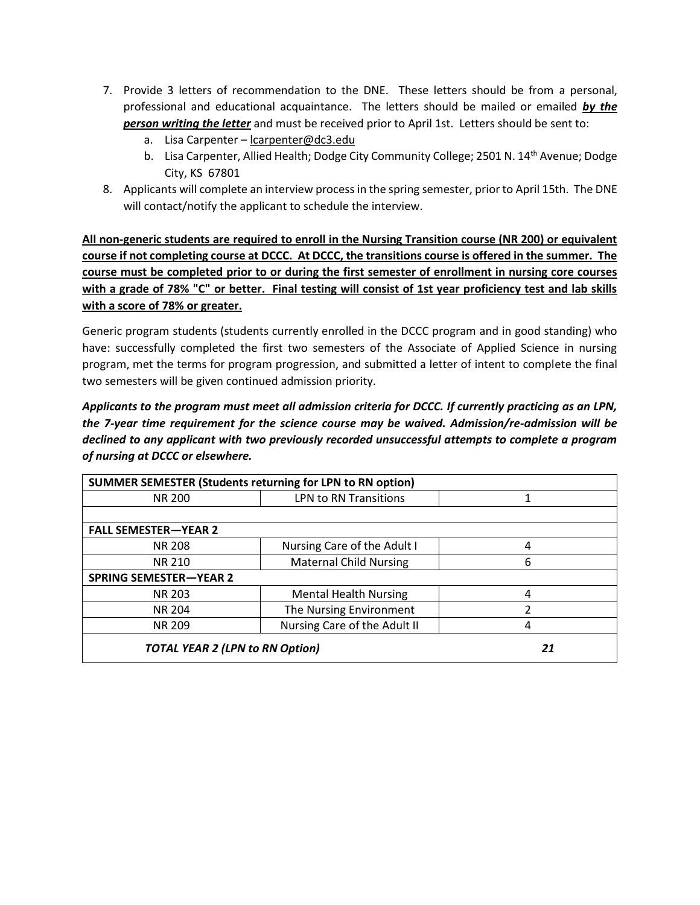7. Provide 3 letters of recommendation to the DNE. These letters should be from a personal, professional and educational acquaintance. The letters should be mailed or emailed ***by the person writing the letter*** and must be received prior to April 1st. Letters should be sent to:
    a. Lisa Carpenter – lcarpenter@dc3.edu
    b. Lisa Carpenter, Allied Health; Dodge City Community College; 2501 N. 14th Avenue; Dodge City, KS 67801
8. Applicants will complete an interview process in the spring semester, prior to April 15th. The DNE will contact/notify the applicant to schedule the interview.

**All non-generic students are required to enroll in the Nursing Transition course (NR 200) or equivalent course if not completing course at DCCC. At DCCC, the transitions course is offered in the summer. The course must be completed prior to or during the first semester of enrollment in nursing core courses with a grade of 78% "C" or better. Final testing will consist of 1st year proficiency test and lab skills with a score of 78% or greater.**

Generic program students (students currently enrolled in the DCCC program and in good standing) who have: successfully completed the first two semesters of the Associate of Applied Science in nursing program, met the terms for program progression, and submitted a letter of intent to complete the final two semesters will be given continued admission priority.

***Applicants to the program must meet all admission criteria for DCCC. If currently practicing as an LPN, the 7-year time requirement for the science course may be waived. Admission/re-admission will be declined to any applicant with two previously recorded unsuccessful attempts to complete a program of nursing at DCCC or elsewhere.***

| | | |
|---|---|---|
| **SUMMER SEMESTER (Students returning for LPN to RN option)** | | |
| NR 200 | LPN to RN Transitions | 1 |
| | | |
| **FALL SEMESTER—YEAR 2** | | |
| NR 208 | Nursing Care of the Adult I | 4 |
| NR 210 | Maternal Child Nursing | 6 |
| **SPRING SEMESTER—YEAR 2** | | |
| NR 203 | Mental Health Nursing | 4 |
| NR 204 | The Nursing Environment | 2 |
| NR 209 | Nursing Care of the Adult II | 4 |
| ***TOTAL YEAR 2 (LPN to RN Option)*** | | ***21*** |